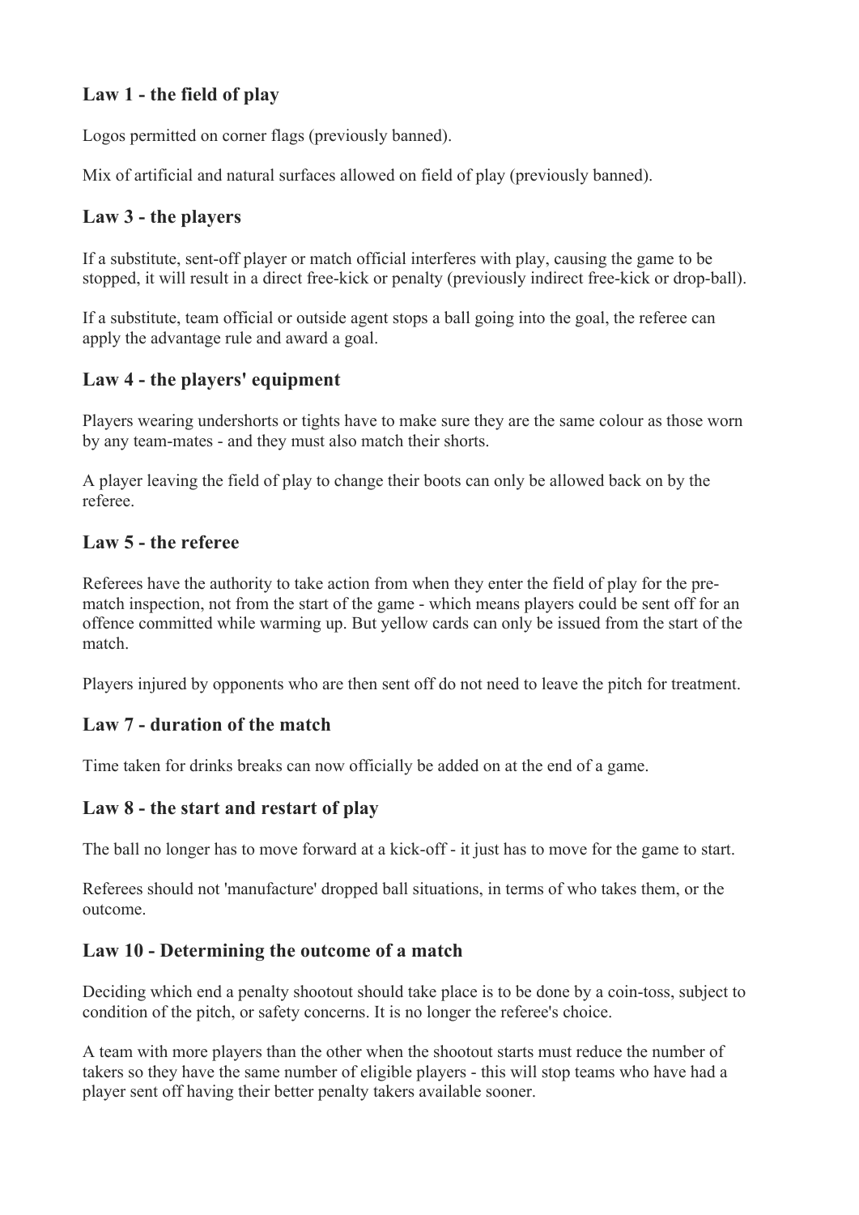## Law 1 - the field of play

Logos permitted on corner flags (previously banned).

Mix of artificial and natural surfaces allowed on field of play (previously banned).

## Law 3 - the players

If a substitute, sent-off player or match official interferes with play, causing the game to be stopped, it will result in a direct free-kick or penalty (previously indirect free-kick or drop-ball).

If a substitute, team official or outside agent stops a ball going into the goal, the referee can apply the advantage rule and award a goal.

## Law 4 - the players' equipment

Players wearing undershorts or tights have to make sure they are the same colour as those worn by any team-mates - and they must also match their shorts.

A player leaving the field of play to change their boots can only be allowed back on by the referee.

## Law 5 - the referee

Referees have the authority to take action from when they enter the field of play for the pre-match inspection, not from the start of the game - which means players could be sent off for an offence committed while warming up. But yellow cards can only be issued from the start of the match.

Players injured by opponents who are then sent off do not need to leave the pitch for treatment.

## Law 7 - duration of the match

Time taken for drinks breaks can now officially be added on at the end of a game.

## Law 8 - the start and restart of play

The ball no longer has to move forward at a kick-off - it just has to move for the game to start.

Referees should not 'manufacture' dropped ball situations, in terms of who takes them, or the outcome.

## Law 10 - Determining the outcome of a match

Deciding which end a penalty shootout should take place is to be done by a coin-toss, subject to condition of the pitch, or safety concerns. It is no longer the referee's choice.

A team with more players than the other when the shootout starts must reduce the number of takers so they have the same number of eligible players - this will stop teams who have had a player sent off having their better penalty takers available sooner.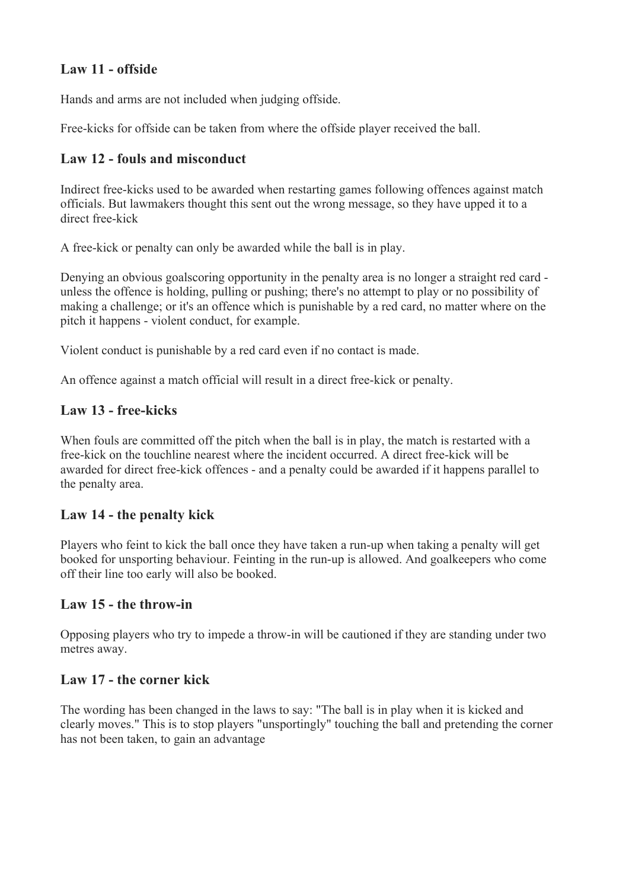## Law 11 - offside

Hands and arms are not included when judging offside.

Free-kicks for offside can be taken from where the offside player received the ball.

## Law 12 - fouls and misconduct

Indirect free-kicks used to be awarded when restarting games following offences against match officials. But lawmakers thought this sent out the wrong message, so they have upped it to a direct free-kick

A free-kick or penalty can only be awarded while the ball is in play.

Denying an obvious goalscoring opportunity in the penalty area is no longer a straight red card - unless the offence is holding, pulling or pushing; there's no attempt to play or no possibility of making a challenge; or it's an offence which is punishable by a red card, no matter where on the pitch it happens - violent conduct, for example.

Violent conduct is punishable by a red card even if no contact is made.

An offence against a match official will result in a direct free-kick or penalty.

## Law 13 - free-kicks

When fouls are committed off the pitch when the ball is in play, the match is restarted with a free-kick on the touchline nearest where the incident occurred. A direct free-kick will be awarded for direct free-kick offences - and a penalty could be awarded if it happens parallel to the penalty area.

## Law 14 - the penalty kick

Players who feint to kick the ball once they have taken a run-up when taking a penalty will get booked for unsporting behaviour. Feinting in the run-up is allowed. And goalkeepers who come off their line too early will also be booked.

## Law 15 - the throw-in

Opposing players who try to impede a throw-in will be cautioned if they are standing under two metres away.

## Law 17 - the corner kick

The wording has been changed in the laws to say: "The ball is in play when it is kicked and clearly moves." This is to stop players "unsportingly" touching the ball and pretending the corner has not been taken, to gain an advantage